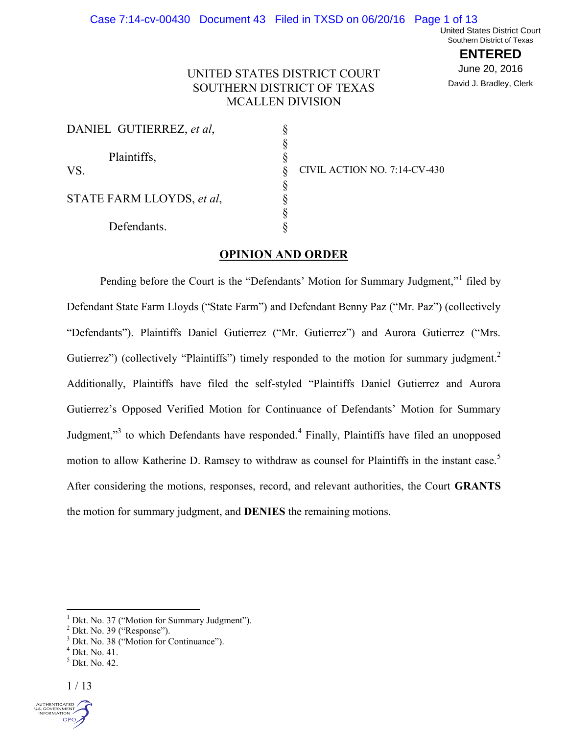United States District Court
Southern District of Texas

**ENTERED**

June 20, 2016

David J. Bradley, Clerk

UNITED STATES DISTRICT COURT
SOUTHERN DISTRICT OF TEXAS
MCALLEN DIVISION

| | | |
|---|---|---|
| DANIEL GUTIERREZ, *et al*, | § | |
| | § | |
| Plaintiffs, | § | |
| VS. | § | CIVIL ACTION NO. 7:14-CV-430 |
| | § | |
| STATE FARM LLOYDS, *et al*, | § | |
| | § | |
| Defendants. | § | |

## **OPINION AND ORDER**

Pending before the Court is the "Defendants' Motion for Summary Judgment,"[1] filed by Defendant State Farm Lloyds ("State Farm") and Defendant Benny Paz ("Mr. Paz") (collectively "Defendants"). Plaintiffs Daniel Gutierrez ("Mr. Gutierrez") and Aurora Gutierrez ("Mrs. Gutierrez") (collectively "Plaintiffs") timely responded to the motion for summary judgment.[2] Additionally, Plaintiffs have filed the self-styled "Plaintiffs Daniel Gutierrez and Aurora Gutierrez's Opposed Verified Motion for Continuance of Defendants' Motion for Summary Judgment,"[3] to which Defendants have responded.[4] Finally, Plaintiffs have filed an unopposed motion to allow Katherine D. Ramsey to withdraw as counsel for Plaintiffs in the instant case.[5] After considering the motions, responses, record, and relevant authorities, the Court **GRANTS** the motion for summary judgment, and **DENIES** the remaining motions.

---

[1] Dkt. No. 37 ("Motion for Summary Judgment").
[2] Dkt. No. 39 ("Response").
[3] Dkt. No. 38 ("Motion for Continuance").
[4] Dkt. No. 41.
[5] Dkt. No. 42.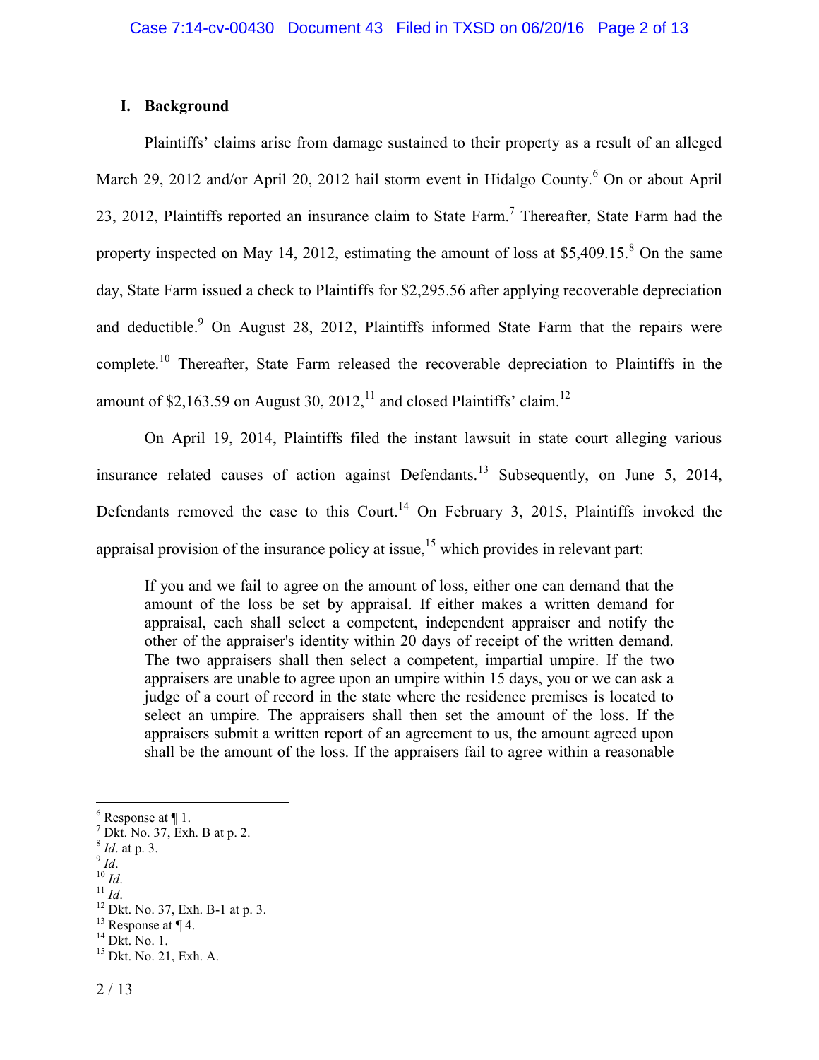## I. Background

Plaintiffs' claims arise from damage sustained to their property as a result of an alleged March 29, 2012 and/or April 20, 2012 hail storm event in Hidalgo County.[6] On or about April 23, 2012, Plaintiffs reported an insurance claim to State Farm.[7] Thereafter, State Farm had the property inspected on May 14, 2012, estimating the amount of loss at $5,409.15.[8] On the same day, State Farm issued a check to Plaintiffs for $2,295.56 after applying recoverable depreciation and deductible.[9] On August 28, 2012, Plaintiffs informed State Farm that the repairs were complete.[10] Thereafter, State Farm released the recoverable depreciation to Plaintiffs in the amount of $2,163.59 on August 30, 2012,[11] and closed Plaintiffs' claim.[12]

On April 19, 2014, Plaintiffs filed the instant lawsuit in state court alleging various insurance related causes of action against Defendants.[13] Subsequently, on June 5, 2014, Defendants removed the case to this Court.[14] On February 3, 2015, Plaintiffs invoked the appraisal provision of the insurance policy at issue,[15] which provides in relevant part:

> If you and we fail to agree on the amount of loss, either one can demand that the amount of the loss be set by appraisal. If either makes a written demand for appraisal, each shall select a competent, independent appraiser and notify the other of the appraiser's identity within 20 days of receipt of the written demand. The two appraisers shall then select a competent, impartial umpire. If the two appraisers are unable to agree upon an umpire within 15 days, you or we can ask a judge of a court of record in the state where the residence premises is located to select an umpire. The appraisers shall then set the amount of the loss. If the appraisers submit a written report of an agreement to us, the amount agreed upon shall be the amount of the loss. If the appraisers fail to agree within a reasonable

---

[6] Response at ¶ 1.
[7] Dkt. No. 37, Exh. B at p. 2.
[8] *Id.* at p. 3.
[9] *Id.*
[10] *Id.*
[11] *Id.*
[12] Dkt. No. 37, Exh. B-1 at p. 3.
[13] Response at ¶ 4.
[14] Dkt. No. 1.
[15] Dkt. No. 21, Exh. A.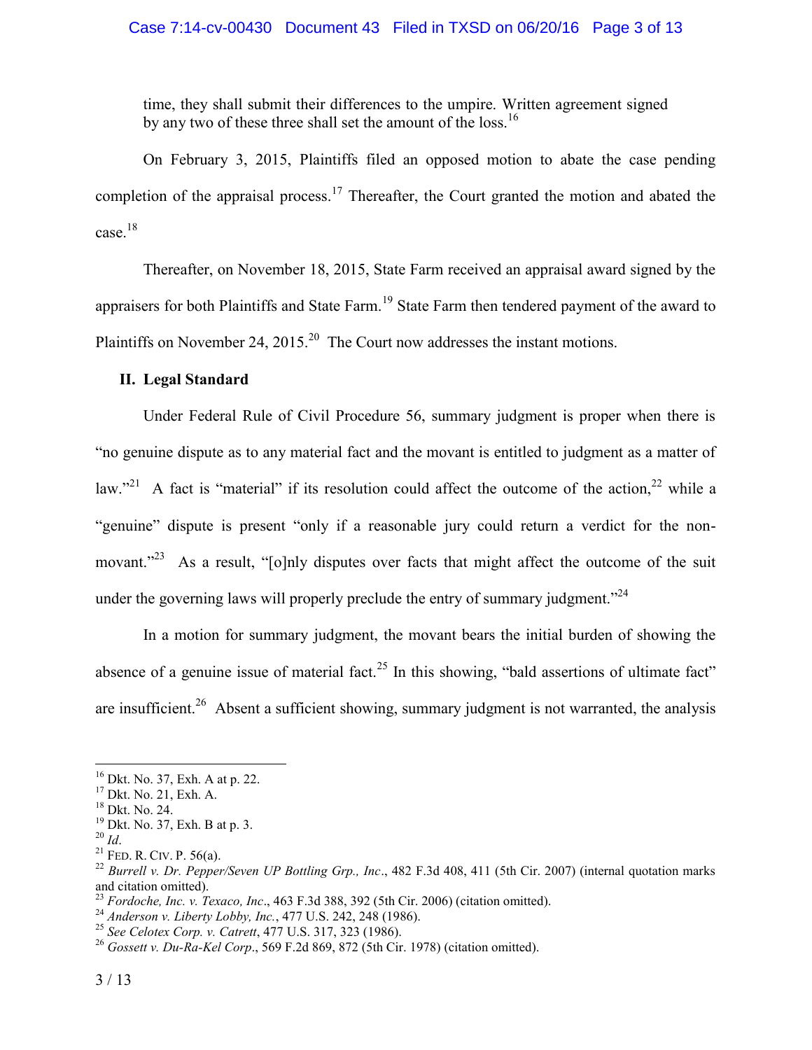time, they shall submit their differences to the umpire. Written agreement signed by any two of these three shall set the amount of the loss.[16]

On February 3, 2015, Plaintiffs filed an opposed motion to abate the case pending completion of the appraisal process.[17] Thereafter, the Court granted the motion and abated the case.[18]

Thereafter, on November 18, 2015, State Farm received an appraisal award signed by the appraisers for both Plaintiffs and State Farm.[19] State Farm then tendered payment of the award to Plaintiffs on November 24, 2015.[20] The Court now addresses the instant motions.

## II. Legal Standard

Under Federal Rule of Civil Procedure 56, summary judgment is proper when there is "no genuine dispute as to any material fact and the movant is entitled to judgment as a matter of law."[21] A fact is "material" if its resolution could affect the outcome of the action,[22] while a "genuine" dispute is present "only if a reasonable jury could return a verdict for the non-movant."[23] As a result, "[o]nly disputes over facts that might affect the outcome of the suit under the governing laws will properly preclude the entry of summary judgment."[24]

In a motion for summary judgment, the movant bears the initial burden of showing the absence of a genuine issue of material fact.[25] In this showing, "bald assertions of ultimate fact" are insufficient.[26] Absent a sufficient showing, summary judgment is not warranted, the analysis

---

[16] Dkt. No. 37, Exh. A at p. 22.
[17] Dkt. No. 21, Exh. A.
[18] Dkt. No. 24.
[19] Dkt. No. 37, Exh. B at p. 3.
[20] *Id*.
[21] FED. R. CIV. P. 56(a).
[22] *Burrell v. Dr. Pepper/Seven UP Bottling Grp., Inc*., 482 F.3d 408, 411 (5th Cir. 2007) (internal quotation marks and citation omitted).
[23] *Fordoche, Inc. v. Texaco, Inc*., 463 F.3d 388, 392 (5th Cir. 2006) (citation omitted).
[24] *Anderson v. Liberty Lobby, Inc.*, 477 U.S. 242, 248 (1986).
[25] *See Celotex Corp. v. Catrett*, 477 U.S. 317, 323 (1986).
[26] *Gossett v. Du-Ra-Kel Corp*., 569 F.2d 869, 872 (5th Cir. 1978) (citation omitted).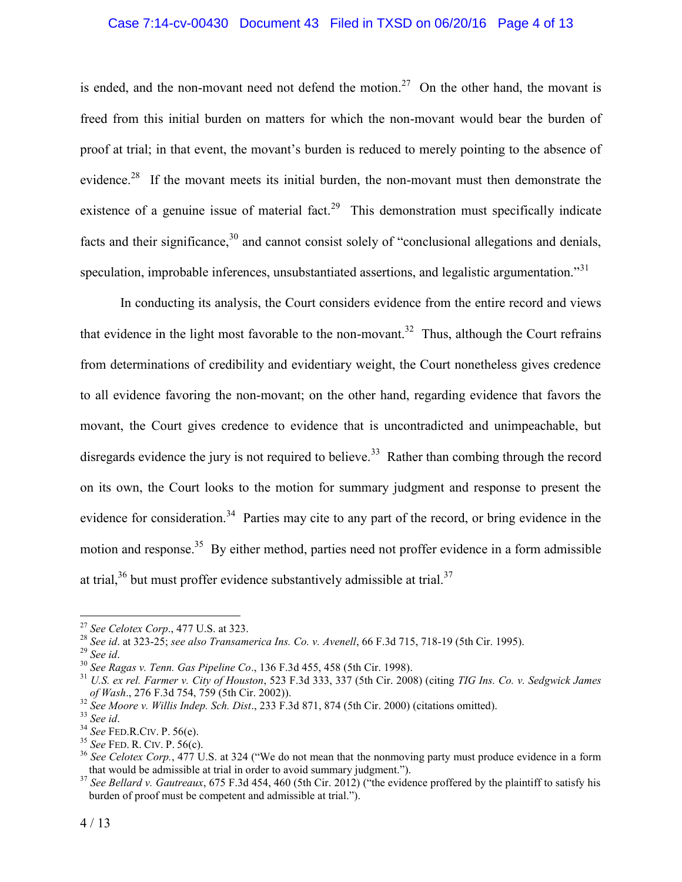is ended, and the non-movant need not defend the motion.[27] On the other hand, the movant is freed from this initial burden on matters for which the non-movant would bear the burden of proof at trial; in that event, the movant's burden is reduced to merely pointing to the absence of evidence.[28] If the movant meets its initial burden, the non-movant must then demonstrate the existence of a genuine issue of material fact.[29] This demonstration must specifically indicate facts and their significance,[30] and cannot consist solely of "conclusional allegations and denials, speculation, improbable inferences, unsubstantiated assertions, and legalistic argumentation."[31]

In conducting its analysis, the Court considers evidence from the entire record and views that evidence in the light most favorable to the non-movant.[32] Thus, although the Court refrains from determinations of credibility and evidentiary weight, the Court nonetheless gives credence to all evidence favoring the non-movant; on the other hand, regarding evidence that favors the movant, the Court gives credence to evidence that is uncontradicted and unimpeachable, but disregards evidence the jury is not required to believe.[33] Rather than combing through the record on its own, the Court looks to the motion for summary judgment and response to present the evidence for consideration.[34] Parties may cite to any part of the record, or bring evidence in the motion and response.[35] By either method, parties need not proffer evidence in a form admissible at trial,[36] but must proffer evidence substantively admissible at trial.[37]

---

[27] *See Celotex Corp*., 477 U.S. at 323.

[28] *See id*. at 323-25; *see also Transamerica Ins. Co. v. Avenell*, 66 F.3d 715, 718-19 (5th Cir. 1995).

[29] *See id*.

[30] *See Ragas v. Tenn. Gas Pipeline Co*., 136 F.3d 455, 458 (5th Cir. 1998).

[31] *U.S. ex rel. Farmer v. City of Houston*, 523 F.3d 333, 337 (5th Cir. 2008) (citing *TIG Ins. Co. v. Sedgwick James of Wash*., 276 F.3d 754, 759 (5th Cir. 2002)).

[32] *See Moore v. Willis Indep. Sch. Dist*., 233 F.3d 871, 874 (5th Cir. 2000) (citations omitted).

[33] *See id*.

[34] *See* FED.R.CIV. P. 56(e).

[35] *See* FED. R. CIV. P. 56(c).

[36] *See Celotex Corp.*, 477 U.S. at 324 ("We do not mean that the nonmoving party must produce evidence in a form that would be admissible at trial in order to avoid summary judgment.").

[37] *See Bellard v. Gautreaux*, 675 F.3d 454, 460 (5th Cir. 2012) ("the evidence proffered by the plaintiff to satisfy his burden of proof must be competent and admissible at trial.").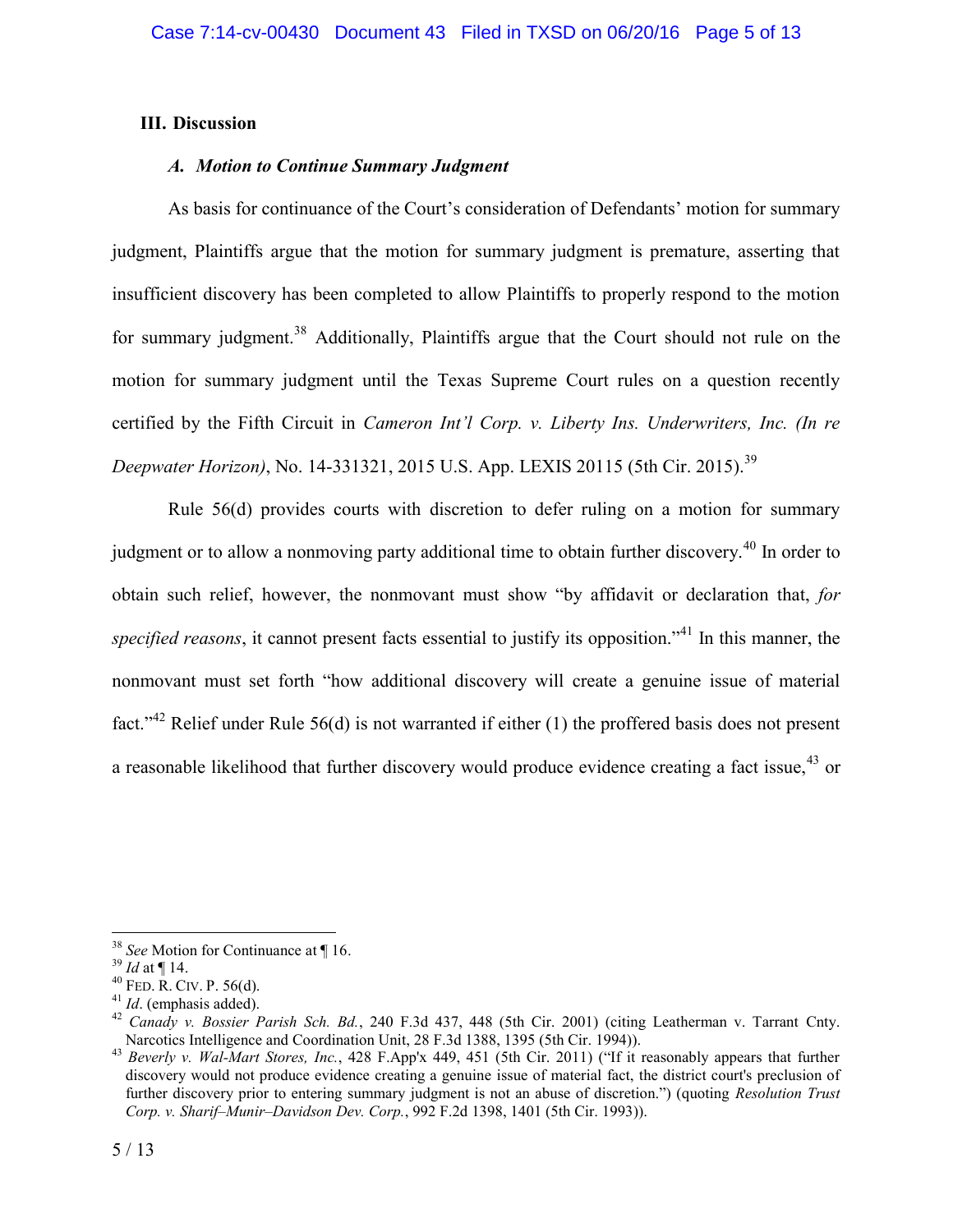## III. Discussion

### *A. Motion to Continue Summary Judgment*

As basis for continuance of the Court's consideration of Defendants' motion for summary judgment, Plaintiffs argue that the motion for summary judgment is premature, asserting that insufficient discovery has been completed to allow Plaintiffs to properly respond to the motion for summary judgment.[38] Additionally, Plaintiffs argue that the Court should not rule on the motion for summary judgment until the Texas Supreme Court rules on a question recently certified by the Fifth Circuit in *Cameron Int'l Corp. v. Liberty Ins. Underwriters, Inc. (In re Deepwater Horizon)*, No. 14-331321, 2015 U.S. App. LEXIS 20115 (5th Cir. 2015).[39]

Rule 56(d) provides courts with discretion to defer ruling on a motion for summary judgment or to allow a nonmoving party additional time to obtain further discovery.[40] In order to obtain such relief, however, the nonmovant must show "by affidavit or declaration that, *for specified reasons*, it cannot present facts essential to justify its opposition."[41] In this manner, the nonmovant must set forth "how additional discovery will create a genuine issue of material fact."[42] Relief under Rule 56(d) is not warranted if either (1) the proffered basis does not present a reasonable likelihood that further discovery would produce evidence creating a fact issue,[43] or

---

[38] *See* Motion for Continuance at ¶ 16.

[39] *Id* at ¶ 14.

[40] FED. R. CIV. P. 56(d).

[41] *Id*. (emphasis added).

[42] *Canady v. Bossier Parish Sch. Bd.*, 240 F.3d 437, 448 (5th Cir. 2001) (citing Leatherman v. Tarrant Cnty. Narcotics Intelligence and Coordination Unit, 28 F.3d 1388, 1395 (5th Cir. 1994)).

[43] *Beverly v. Wal-Mart Stores, Inc.*, 428 F.App'x 449, 451 (5th Cir. 2011) ("If it reasonably appears that further discovery would not produce evidence creating a genuine issue of material fact, the district court's preclusion of further discovery prior to entering summary judgment is not an abuse of discretion.") (quoting *Resolution Trust Corp. v. Sharif–Munir–Davidson Dev. Corp.*, 992 F.2d 1398, 1401 (5th Cir. 1993)).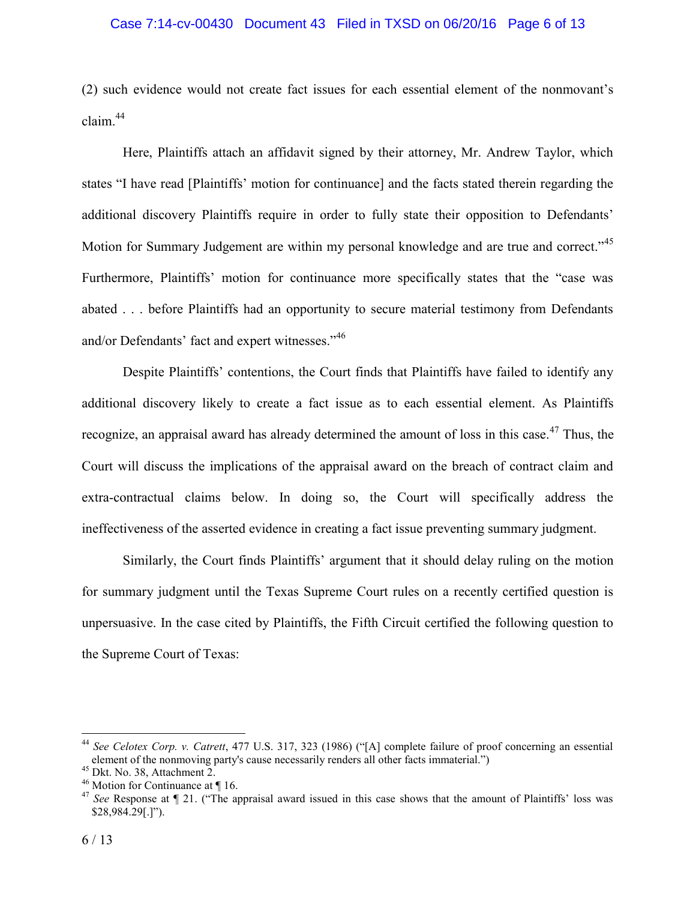(2) such evidence would not create fact issues for each essential element of the nonmovant's claim.[44]

Here, Plaintiffs attach an affidavit signed by their attorney, Mr. Andrew Taylor, which states "I have read [Plaintiffs' motion for continuance] and the facts stated therein regarding the additional discovery Plaintiffs require in order to fully state their opposition to Defendants' Motion for Summary Judgement are within my personal knowledge and are true and correct."[45] Furthermore, Plaintiffs' motion for continuance more specifically states that the "case was abated . . . before Plaintiffs had an opportunity to secure material testimony from Defendants and/or Defendants' fact and expert witnesses."[46]

Despite Plaintiffs' contentions, the Court finds that Plaintiffs have failed to identify any additional discovery likely to create a fact issue as to each essential element. As Plaintiffs recognize, an appraisal award has already determined the amount of loss in this case.[47] Thus, the Court will discuss the implications of the appraisal award on the breach of contract claim and extra-contractual claims below. In doing so, the Court will specifically address the ineffectiveness of the asserted evidence in creating a fact issue preventing summary judgment.

Similarly, the Court finds Plaintiffs' argument that it should delay ruling on the motion for summary judgment until the Texas Supreme Court rules on a recently certified question is unpersuasive. In the case cited by Plaintiffs, the Fifth Circuit certified the following question to the Supreme Court of Texas:

---

[44] *See Celotex Corp. v. Catrett*, 477 U.S. 317, 323 (1986) ("[A] complete failure of proof concerning an essential element of the nonmoving party's cause necessarily renders all other facts immaterial.")

[45] Dkt. No. 38, Attachment 2.

[46] Motion for Continuance at ¶ 16.

[47] *See* Response at ¶ 21. ("The appraisal award issued in this case shows that the amount of Plaintiffs' loss was $28,984.29[.]").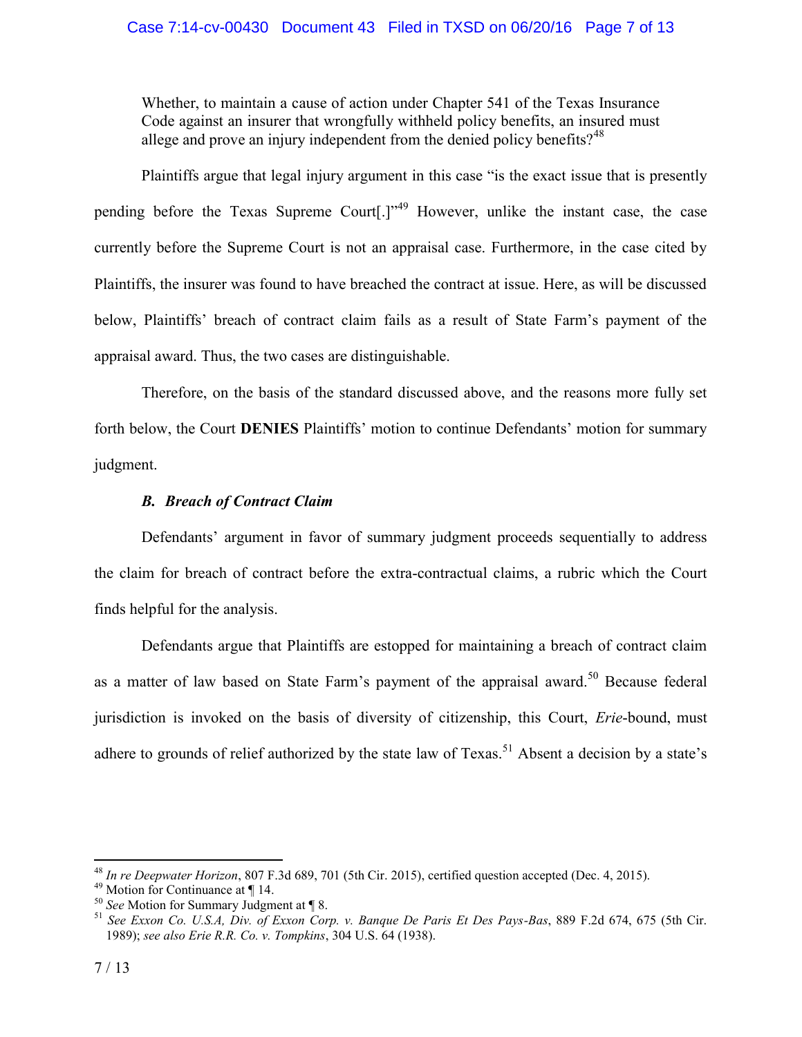> Whether, to maintain a cause of action under Chapter 541 of the Texas Insurance Code against an insurer that wrongfully withheld policy benefits, an insured must allege and prove an injury independent from the denied policy benefits?[48]

Plaintiffs argue that legal injury argument in this case "is the exact issue that is presently pending before the Texas Supreme Court[.]"[49] However, unlike the instant case, the case currently before the Supreme Court is not an appraisal case. Furthermore, in the case cited by Plaintiffs, the insurer was found to have breached the contract at issue. Here, as will be discussed below, Plaintiffs' breach of contract claim fails as a result of State Farm's payment of the appraisal award. Thus, the two cases are distinguishable.

Therefore, on the basis of the standard discussed above, and the reasons more fully set forth below, the Court **DENIES** Plaintiffs' motion to continue Defendants' motion for summary judgment.

### *B. Breach of Contract Claim*

Defendants' argument in favor of summary judgment proceeds sequentially to address the claim for breach of contract before the extra-contractual claims, a rubric which the Court finds helpful for the analysis.

Defendants argue that Plaintiffs are estopped for maintaining a breach of contract claim as a matter of law based on State Farm's payment of the appraisal award.[50] Because federal jurisdiction is invoked on the basis of diversity of citizenship, this Court, *Erie*-bound, must adhere to grounds of relief authorized by the state law of Texas.[51] Absent a decision by a state's

---

[48] *In re Deepwater Horizon*, 807 F.3d 689, 701 (5th Cir. 2015), certified question accepted (Dec. 4, 2015).

[49] Motion for Continuance at ¶ 14.

[50] *See* Motion for Summary Judgment at ¶ 8.

[51] *See Exxon Co. U.S.A, Div. of Exxon Corp. v. Banque De Paris Et Des Pays-Bas*, 889 F.2d 674, 675 (5th Cir. 1989); *see also Erie R.R. Co. v. Tompkins*, 304 U.S. 64 (1938).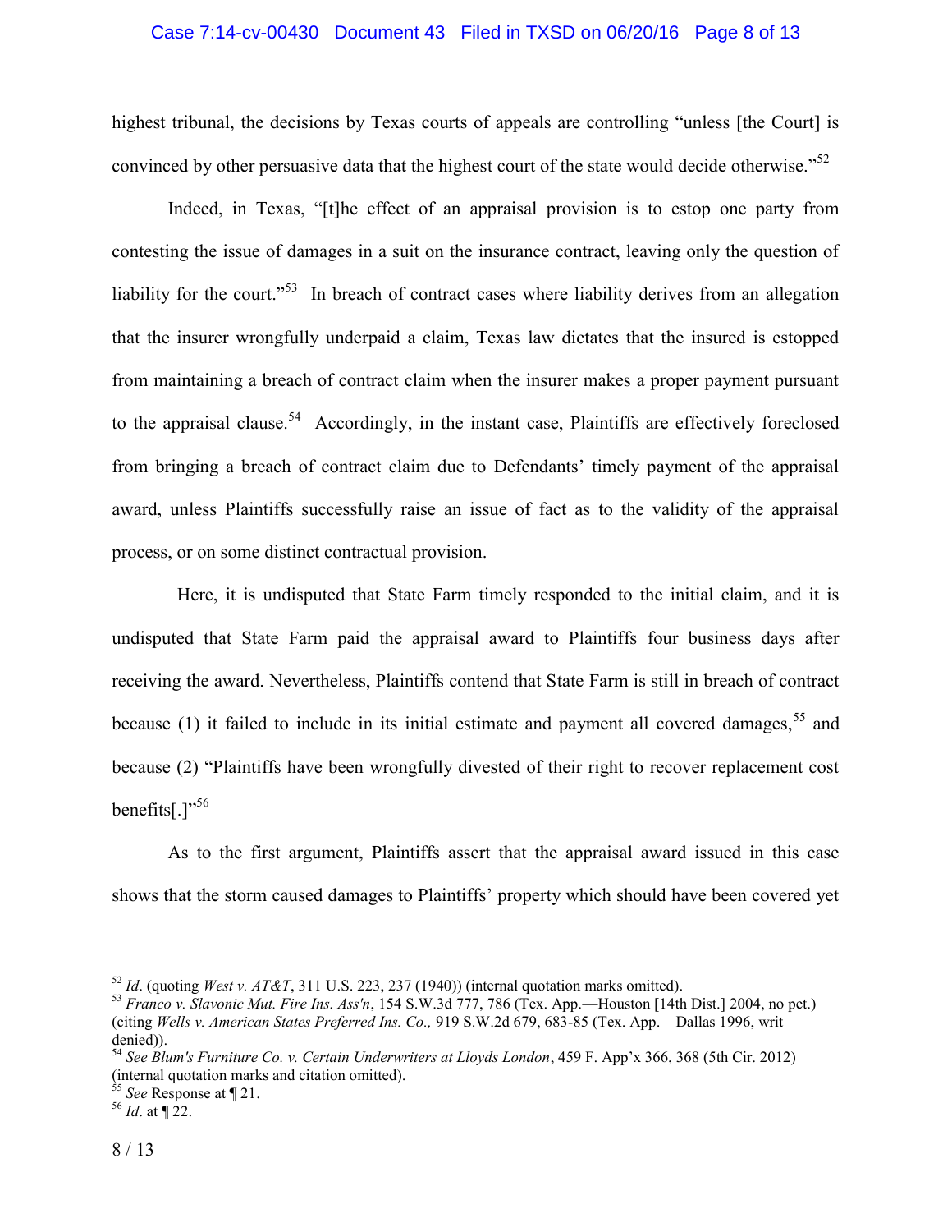highest tribunal, the decisions by Texas courts of appeals are controlling "unless [the Court] is convinced by other persuasive data that the highest court of the state would decide otherwise."[52]

Indeed, in Texas, "[t]he effect of an appraisal provision is to estop one party from contesting the issue of damages in a suit on the insurance contract, leaving only the question of liability for the court."[53] In breach of contract cases where liability derives from an allegation that the insurer wrongfully underpaid a claim, Texas law dictates that the insured is estopped from maintaining a breach of contract claim when the insurer makes a proper payment pursuant to the appraisal clause.[54] Accordingly, in the instant case, Plaintiffs are effectively foreclosed from bringing a breach of contract claim due to Defendants' timely payment of the appraisal award, unless Plaintiffs successfully raise an issue of fact as to the validity of the appraisal process, or on some distinct contractual provision.

Here, it is undisputed that State Farm timely responded to the initial claim, and it is undisputed that State Farm paid the appraisal award to Plaintiffs four business days after receiving the award. Nevertheless, Plaintiffs contend that State Farm is still in breach of contract because (1) it failed to include in its initial estimate and payment all covered damages,[55] and because (2) "Plaintiffs have been wrongfully divested of their right to recover replacement cost benefits[.]"[56]

As to the first argument, Plaintiffs assert that the appraisal award issued in this case shows that the storm caused damages to Plaintiffs' property which should have been covered yet

---

[52] *Id*. (quoting *West v. AT&T*, 311 U.S. 223, 237 (1940)) (internal quotation marks omitted).

[53] *Franco v. Slavonic Mut. Fire Ins. Ass'n*, 154 S.W.3d 777, 786 (Tex. App.—Houston [14th Dist.] 2004, no pet.) (citing *Wells v. American States Preferred Ins. Co.,* 919 S.W.2d 679, 683-85 (Tex. App.—Dallas 1996, writ denied)).

[54] *See Blum's Furniture Co. v. Certain Underwriters at Lloyds London*, 459 F. App'x 366, 368 (5th Cir. 2012) (internal quotation marks and citation omitted).

[55] *See* Response at ¶ 21.

[56] *Id*. at ¶ 22.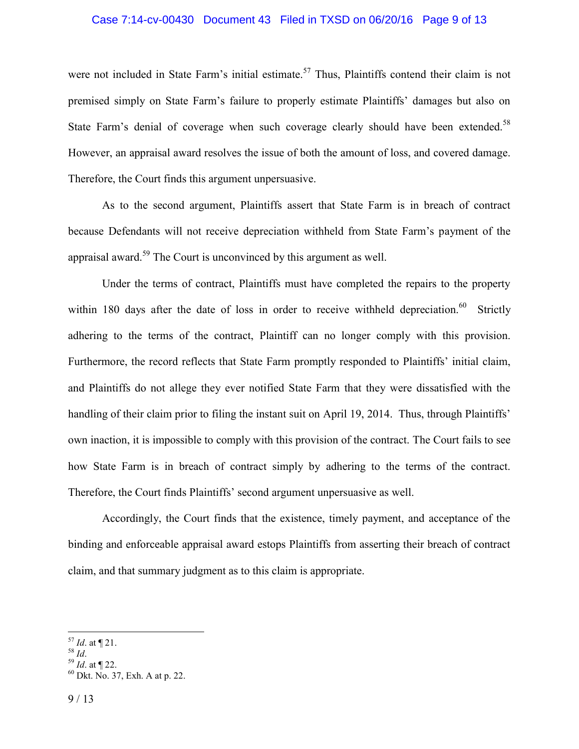were not included in State Farm's initial estimate.[57] Thus, Plaintiffs contend their claim is not premised simply on State Farm's failure to properly estimate Plaintiffs' damages but also on State Farm's denial of coverage when such coverage clearly should have been extended.[58] However, an appraisal award resolves the issue of both the amount of loss, and covered damage. Therefore, the Court finds this argument unpersuasive.

As to the second argument, Plaintiffs assert that State Farm is in breach of contract because Defendants will not receive depreciation withheld from State Farm's payment of the appraisal award.[59] The Court is unconvinced by this argument as well.

Under the terms of contract, Plaintiffs must have completed the repairs to the property within 180 days after the date of loss in order to receive withheld depreciation.[60] Strictly adhering to the terms of the contract, Plaintiff can no longer comply with this provision. Furthermore, the record reflects that State Farm promptly responded to Plaintiffs' initial claim, and Plaintiffs do not allege they ever notified State Farm that they were dissatisfied with the handling of their claim prior to filing the instant suit on April 19, 2014. Thus, through Plaintiffs' own inaction, it is impossible to comply with this provision of the contract. The Court fails to see how State Farm is in breach of contract simply by adhering to the terms of the contract. Therefore, the Court finds Plaintiffs' second argument unpersuasive as well.

Accordingly, the Court finds that the existence, timely payment, and acceptance of the binding and enforceable appraisal award estops Plaintiffs from asserting their breach of contract claim, and that summary judgment as to this claim is appropriate.

---

[57] *Id*. at ¶ 21.
[58] *Id*.
[59] *Id*. at ¶ 22.
[60] Dkt. No. 37, Exh. A at p. 22.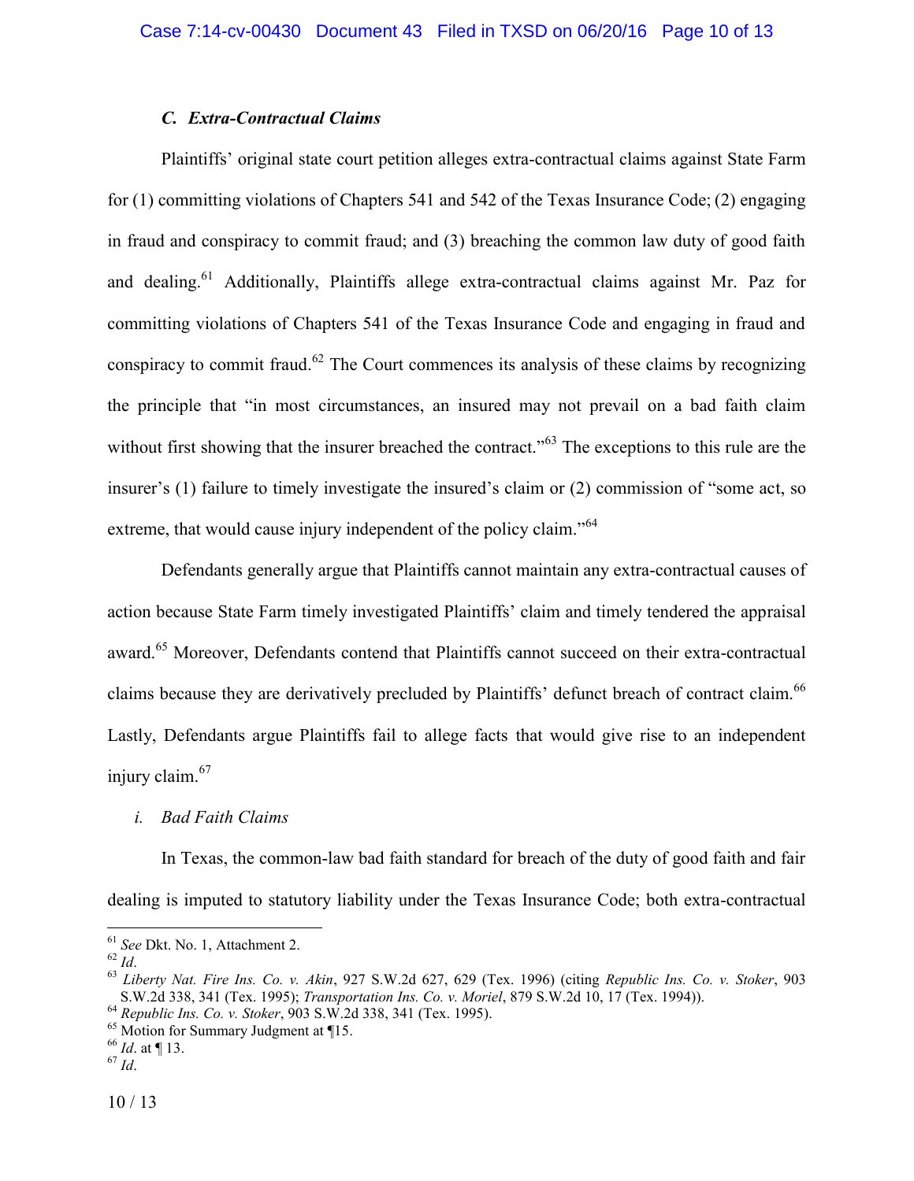### *C. Extra-Contractual Claims*

Plaintiffs' original state court petition alleges extra-contractual claims against State Farm for (1) committing violations of Chapters 541 and 542 of the Texas Insurance Code; (2) engaging in fraud and conspiracy to commit fraud; and (3) breaching the common law duty of good faith and dealing.[61] Additionally, Plaintiffs allege extra-contractual claims against Mr. Paz for committing violations of Chapters 541 of the Texas Insurance Code and engaging in fraud and conspiracy to commit fraud.[62] The Court commences its analysis of these claims by recognizing the principle that "in most circumstances, an insured may not prevail on a bad faith claim without first showing that the insurer breached the contract."[63] The exceptions to this rule are the insurer's (1) failure to timely investigate the insured's claim or (2) commission of "some act, so extreme, that would cause injury independent of the policy claim."[64]

Defendants generally argue that Plaintiffs cannot maintain any extra-contractual causes of action because State Farm timely investigated Plaintiffs' claim and timely tendered the appraisal award.[65] Moreover, Defendants contend that Plaintiffs cannot succeed on their extra-contractual claims because they are derivatively precluded by Plaintiffs' defunct breach of contract claim.[66] Lastly, Defendants argue Plaintiffs fail to allege facts that would give rise to an independent injury claim.[67]

#### *i. Bad Faith Claims*

In Texas, the common-law bad faith standard for breach of the duty of good faith and fair dealing is imputed to statutory liability under the Texas Insurance Code; both extra-contractual

---

[61] *See* Dkt. No. 1, Attachment 2.

[62] *Id*.

[63] *Liberty Nat. Fire Ins. Co. v. Akin*, 927 S.W.2d 627, 629 (Tex. 1996) (citing *Republic Ins. Co. v. Stoker*, 903 S.W.2d 338, 341 (Tex. 1995); *Transportation Ins. Co. v. Moriel*, 879 S.W.2d 10, 17 (Tex. 1994)).

[64] *Republic Ins. Co. v. Stoker*, 903 S.W.2d 338, 341 (Tex. 1995).

[65] Motion for Summary Judgment at ¶15.

[66] *Id*. at ¶ 13.

[67] *Id*.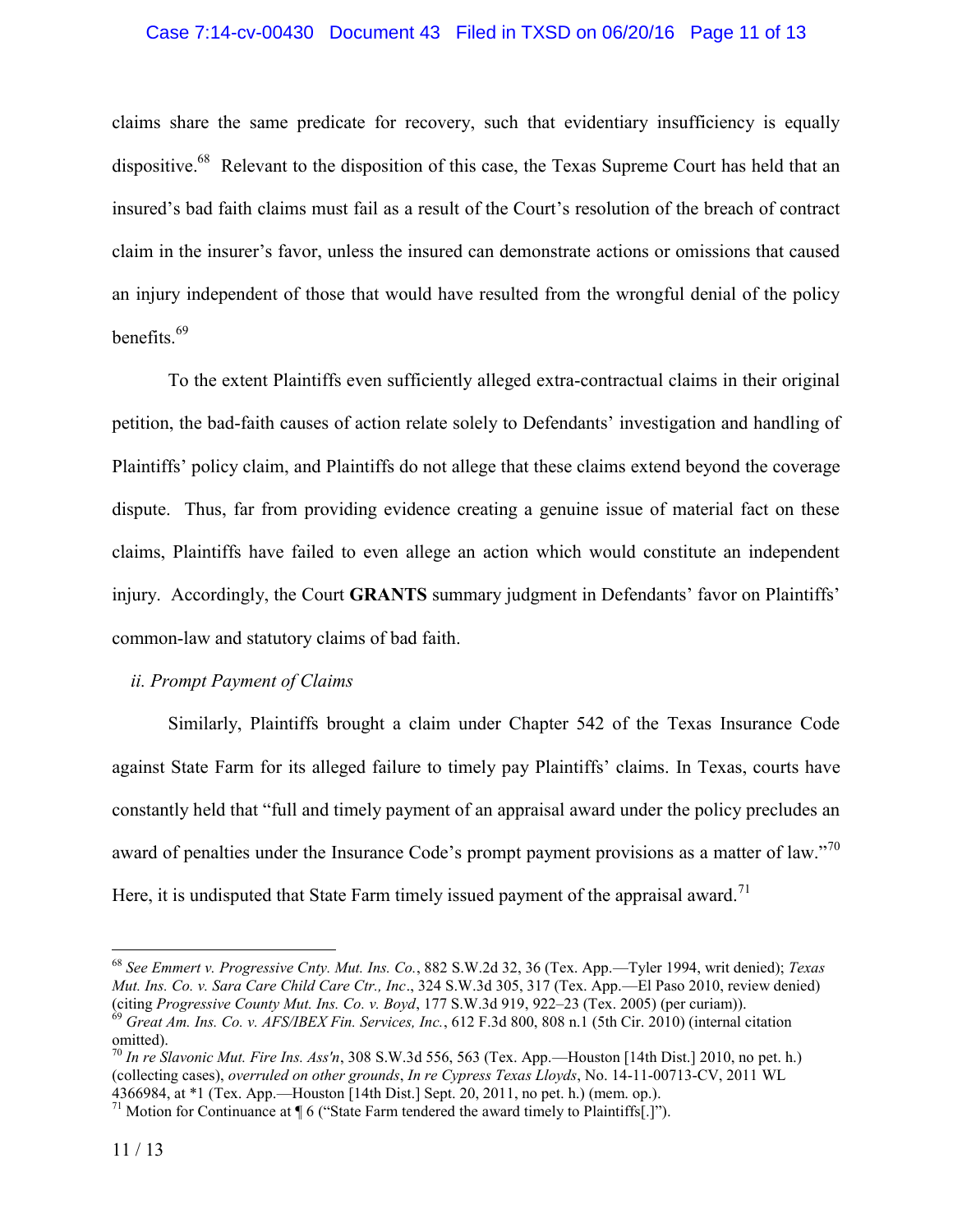claims share the same predicate for recovery, such that evidentiary insufficiency is equally dispositive.[68] Relevant to the disposition of this case, the Texas Supreme Court has held that an insured's bad faith claims must fail as a result of the Court's resolution of the breach of contract claim in the insurer's favor, unless the insured can demonstrate actions or omissions that caused an injury independent of those that would have resulted from the wrongful denial of the policy benefits.[69]

To the extent Plaintiffs even sufficiently alleged extra-contractual claims in their original petition, the bad-faith causes of action relate solely to Defendants' investigation and handling of Plaintiffs' policy claim, and Plaintiffs do not allege that these claims extend beyond the coverage dispute. Thus, far from providing evidence creating a genuine issue of material fact on these claims, Plaintiffs have failed to even allege an action which would constitute an independent injury. Accordingly, the Court **GRANTS** summary judgment in Defendants' favor on Plaintiffs' common-law and statutory claims of bad faith.

*ii. Prompt Payment of Claims*

Similarly, Plaintiffs brought a claim under Chapter 542 of the Texas Insurance Code against State Farm for its alleged failure to timely pay Plaintiffs' claims. In Texas, courts have constantly held that "full and timely payment of an appraisal award under the policy precludes an award of penalties under the Insurance Code's prompt payment provisions as a matter of law."[70] Here, it is undisputed that State Farm timely issued payment of the appraisal award.[71]

---

[68] *See Emmert v. Progressive Cnty. Mut. Ins. Co.*, 882 S.W.2d 32, 36 (Tex. App.—Tyler 1994, writ denied); *Texas Mut. Ins. Co. v. Sara Care Child Care Ctr., Inc*., 324 S.W.3d 305, 317 (Tex. App.—El Paso 2010, review denied) (citing *Progressive County Mut. Ins. Co. v. Boyd*, 177 S.W.3d 919, 922–23 (Tex. 2005) (per curiam)).

[69] *Great Am. Ins. Co. v. AFS/IBEX Fin. Services, Inc.*, 612 F.3d 800, 808 n.1 (5th Cir. 2010) (internal citation omitted).

[70] *In re Slavonic Mut. Fire Ins. Ass'n*, 308 S.W.3d 556, 563 (Tex. App.—Houston [14th Dist.] 2010, no pet. h.) (collecting cases), *overruled on other grounds*, *In re Cypress Texas Lloyds*, No. 14-11-00713-CV, 2011 WL 4366984, at *1 (Tex. App.—Houston [14th Dist.] Sept. 20, 2011, no pet. h.) (mem. op.).

[71] Motion for Continuance at ¶ 6 ("State Farm tendered the award timely to Plaintiffs[.]").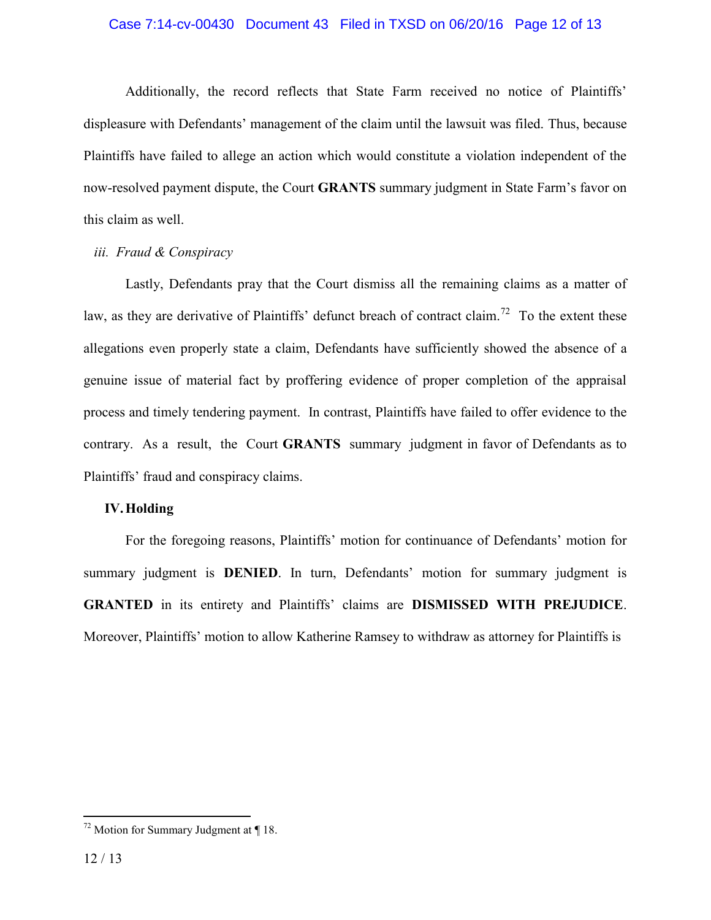Additionally, the record reflects that State Farm received no notice of Plaintiffs' displeasure with Defendants' management of the claim until the lawsuit was filed. Thus, because Plaintiffs have failed to allege an action which would constitute a violation independent of the now-resolved payment dispute, the Court **GRANTS** summary judgment in State Farm's favor on this claim as well.

*iii. Fraud & Conspiracy*

Lastly, Defendants pray that the Court dismiss all the remaining claims as a matter of law, as they are derivative of Plaintiffs' defunct breach of contract claim.[72] To the extent these allegations even properly state a claim, Defendants have sufficiently showed the absence of a genuine issue of material fact by proffering evidence of proper completion of the appraisal process and timely tendering payment. In contrast, Plaintiffs have failed to offer evidence to the contrary. As a result, the Court **GRANTS** summary judgment in favor of Defendants as to Plaintiffs' fraud and conspiracy claims.

## IV. Holding

For the foregoing reasons, Plaintiffs' motion for continuance of Defendants' motion for summary judgment is **DENIED**. In turn, Defendants' motion for summary judgment is **GRANTED** in its entirety and Plaintiffs' claims are **DISMISSED WITH PREJUDICE**. Moreover, Plaintiffs' motion to allow Katherine Ramsey to withdraw as attorney for Plaintiffs is

---

[72] Motion for Summary Judgment at ¶ 18.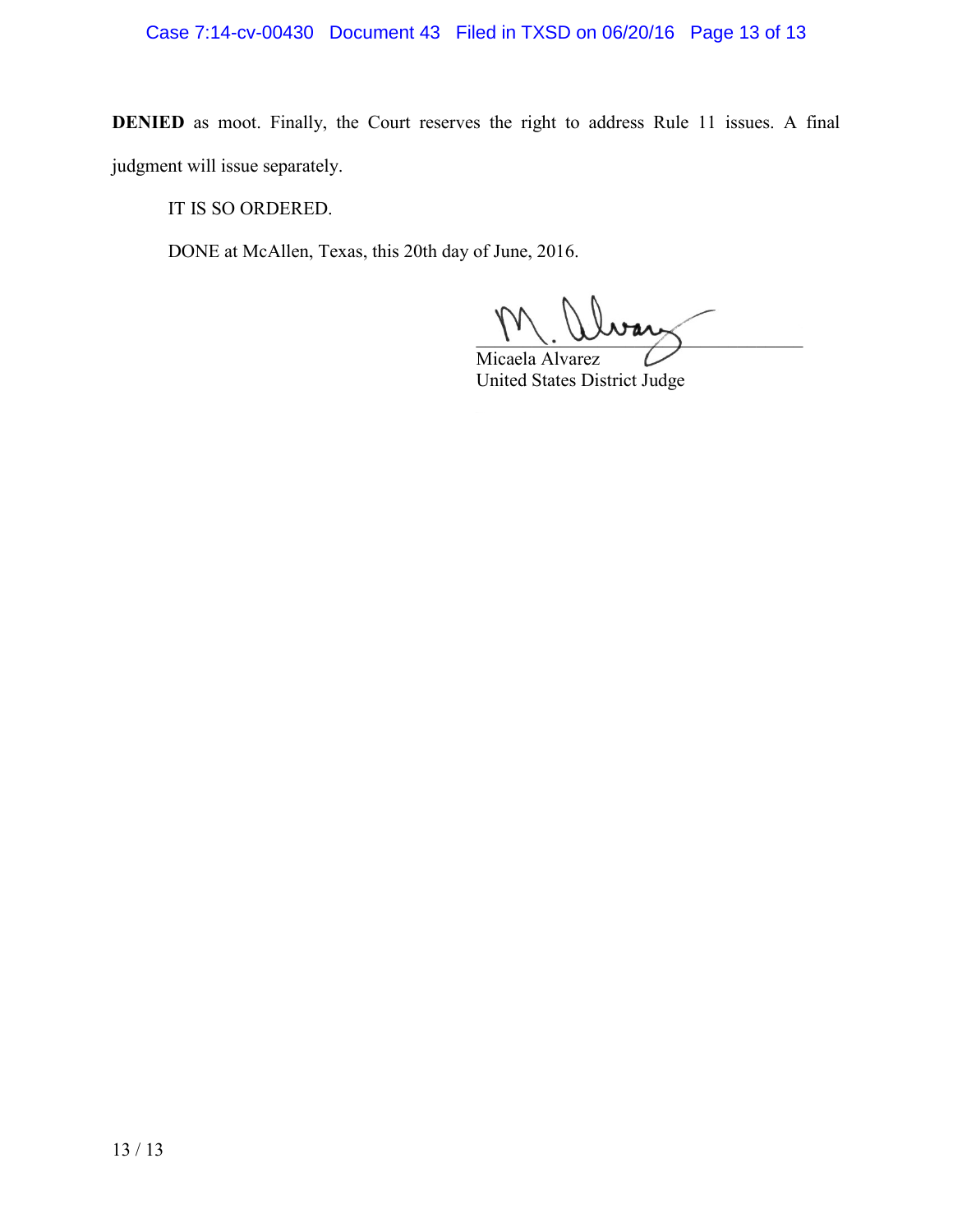**DENIED** as moot. Finally, the Court reserves the right to address Rule 11 issues. A final judgment will issue separately.

IT IS SO ORDERED.

DONE at McAllen, Texas, this 20th day of June, 2016.

Micaela Alvarez
United States District Judge